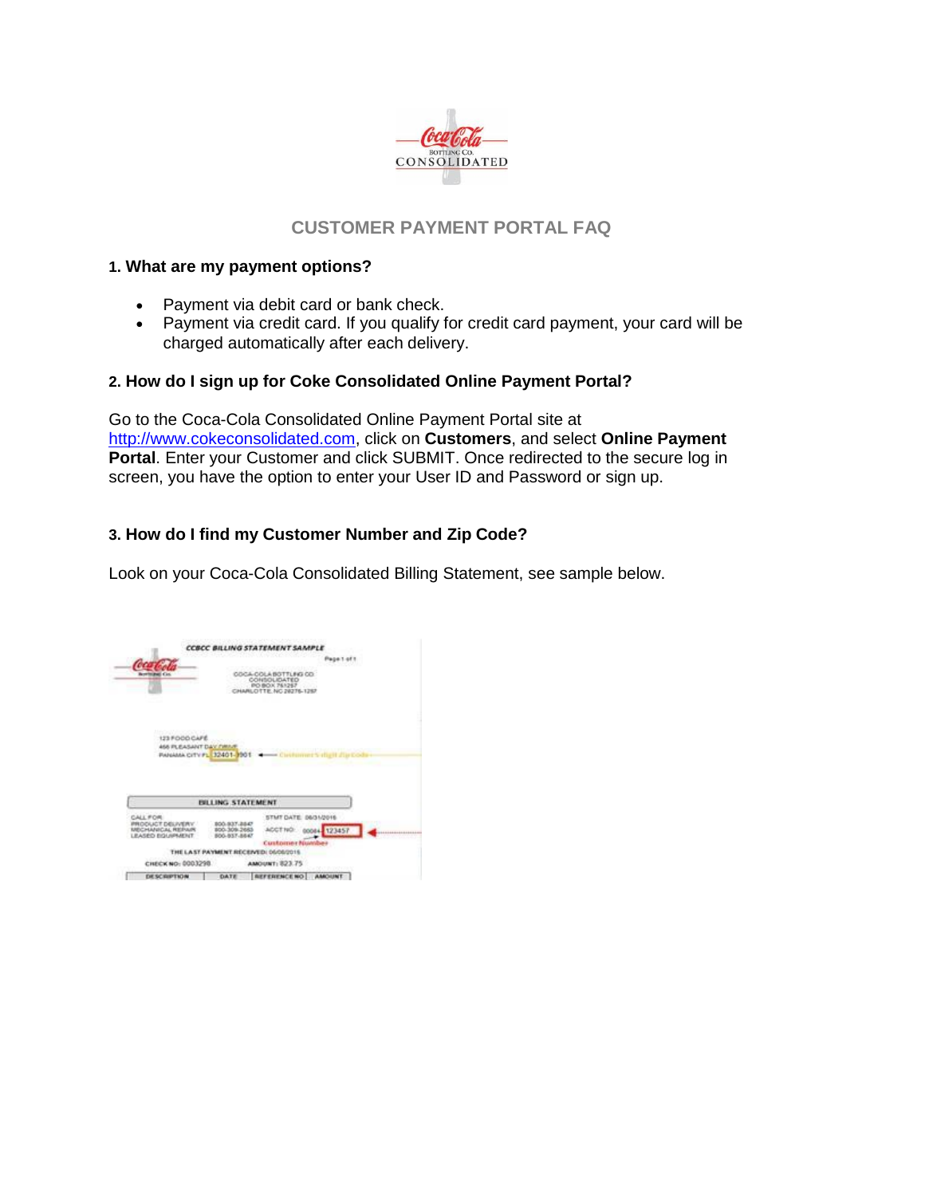# CUSTOMER PAYMENT PORTAL FAQ

**1. What are my payment options?**

- Payment via debit card or bank check.
- Payment via credit card. If you qualify for credit card payment, your card will be charged automatically after each delivery.

**2. How do I sign up for Coke Consolidated Online Payment Portal?**

Go to the Coca-Cola Consolidated Online Payment Portal site at http://www.cokeconsolidated.com, click on **Customers**, and select **Online Payment Portal**. Enter your Customer and click SUBMIT. Once redirected to the secure log in screen, you have the option to enter your User ID and Password or sign up.

**3. How do I find my Customer Number and Zip Code?**

Look on your Coca-Cola Consolidated Billing Statement, see sample below.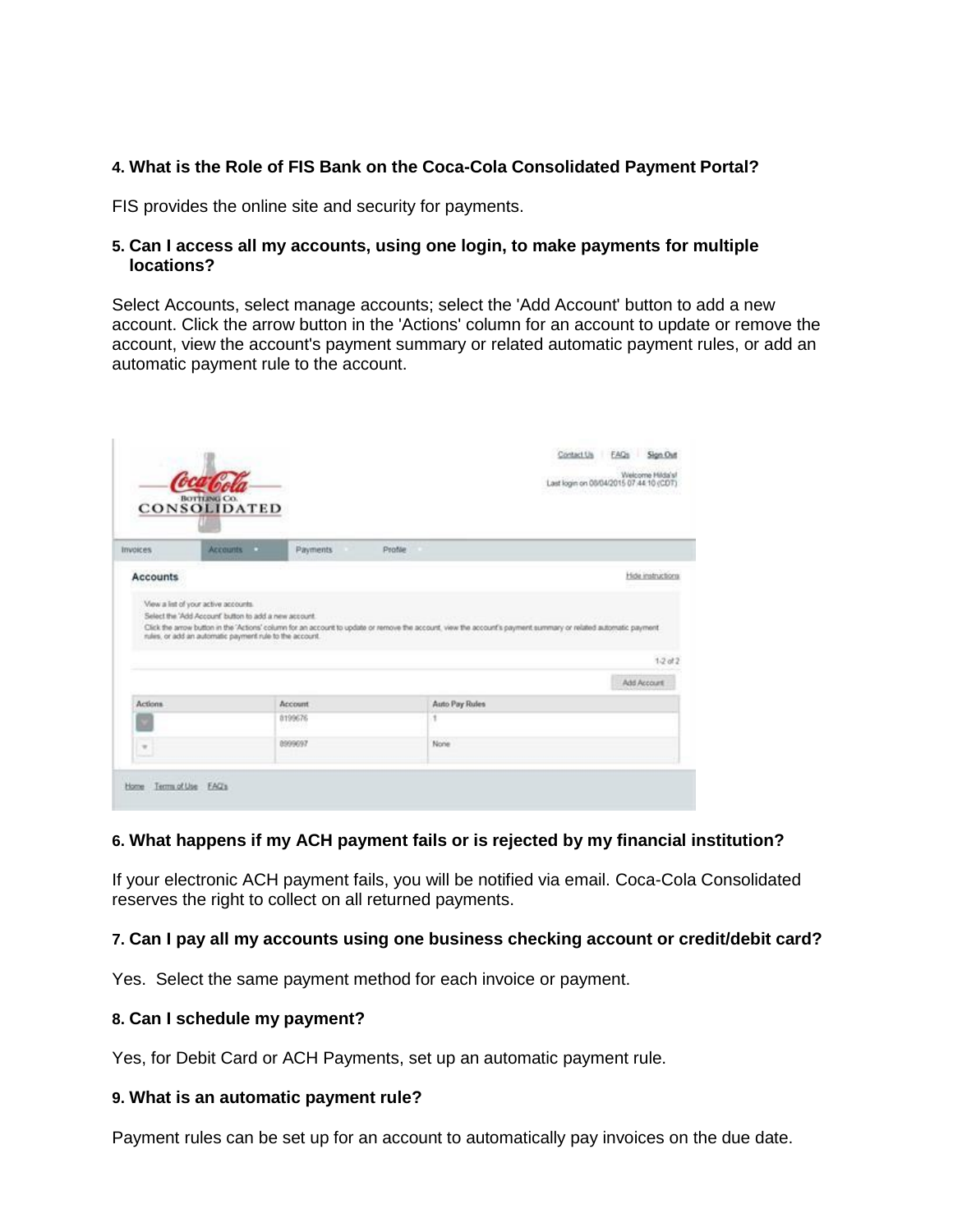**4. What is the Role of FIS Bank on the Coca-Cola Consolidated Payment Portal?**

FIS provides the online site and security for payments.

**5. Can I access all my accounts, using one login, to make payments for multiple locations?**

Select Accounts, select manage accounts; select the 'Add Account' button to add a new account. Click the arrow button in the 'Actions' column for an account to update or remove the account, view the account's payment summary or related automatic payment rules, or add an automatic payment rule to the account.

**6. What happens if my ACH payment fails or is rejected by my financial institution?**

If your electronic ACH payment fails, you will be notified via email. Coca-Cola Consolidated reserves the right to collect on all returned payments.

**7. Can I pay all my accounts using one business checking account or credit/debit card?**

Yes. Select the same payment method for each invoice or payment.

**8. Can I schedule my payment?**

Yes, for Debit Card or ACH Payments, set up an automatic payment rule.

**9. What is an automatic payment rule?**

Payment rules can be set up for an account to automatically pay invoices on the due date.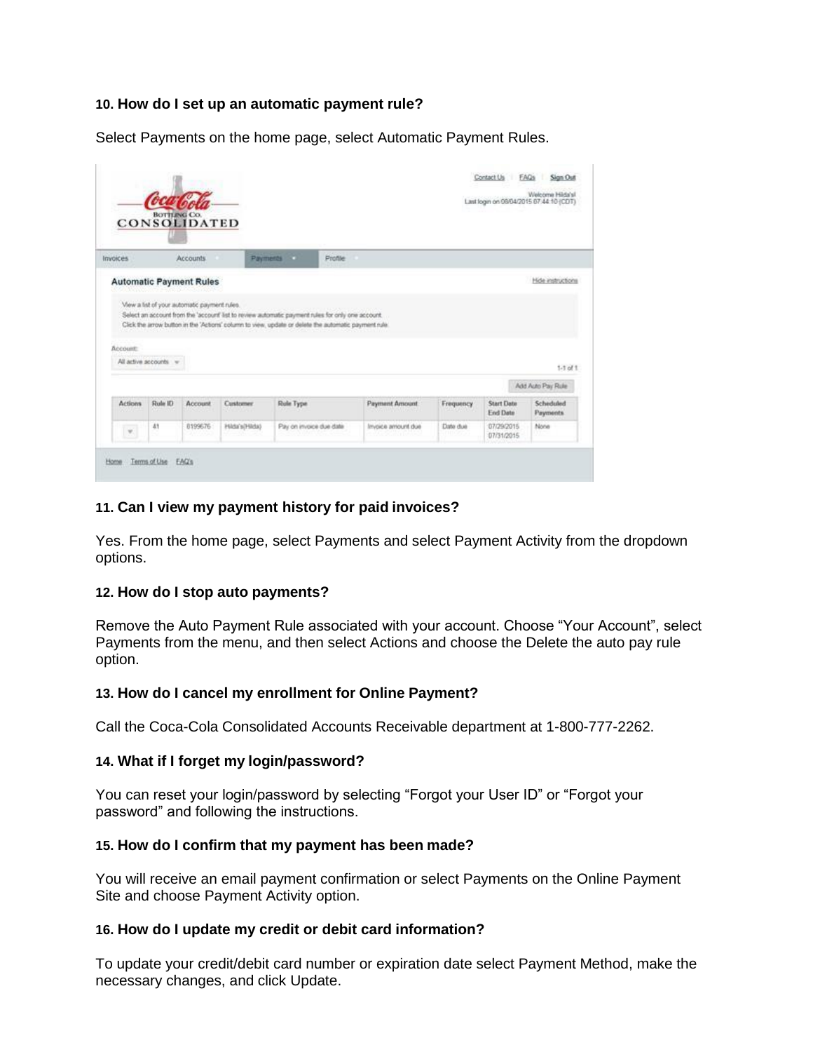### 10. How do I set up an automatic payment rule?

Select Payments on the home page, select Automatic Payment Rules.

### 11. Can I view my payment history for paid invoices?

Yes. From the home page, select Payments and select Payment Activity from the dropdown options.

### 12. How do I stop auto payments?

Remove the Auto Payment Rule associated with your account. Choose "Your Account", select Payments from the menu, and then select Actions and choose the Delete the auto pay rule option.

### 13. How do I cancel my enrollment for Online Payment?

Call the Coca-Cola Consolidated Accounts Receivable department at 1-800-777-2262.

### 14. What if I forget my login/password?

You can reset your login/password by selecting "Forgot your User ID" or "Forgot your password" and following the instructions.

### 15. How do I confirm that my payment has been made?

You will receive an email payment confirmation or select Payments on the Online Payment Site and choose Payment Activity option.

### 16. How do I update my credit or debit card information?

To update your credit/debit card number or expiration date select Payment Method, make the necessary changes, and click Update.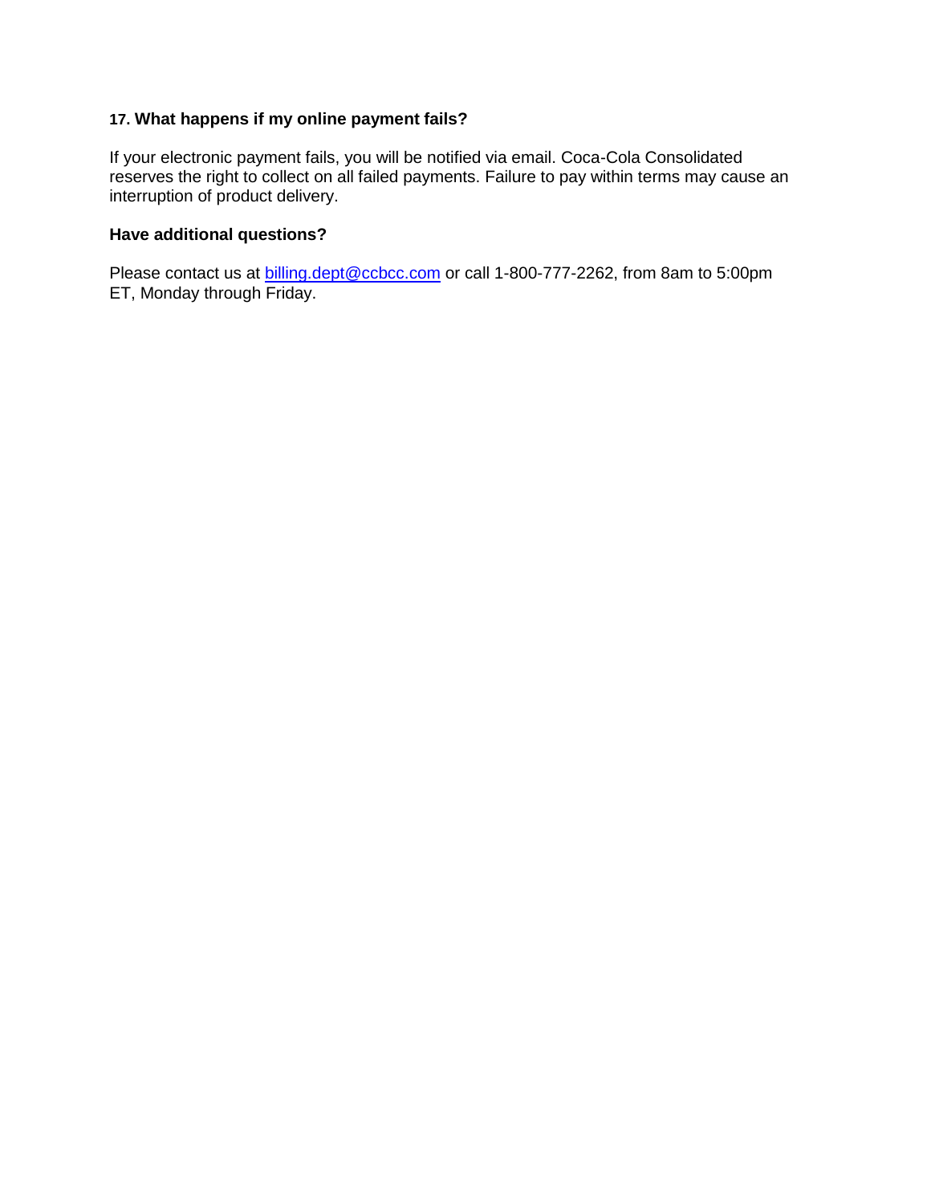### 17. What happens if my online payment fails?

If your electronic payment fails, you will be notified via email. Coca-Cola Consolidated reserves the right to collect on all failed payments. Failure to pay within terms may cause an interruption of product delivery.

### Have additional questions?

Please contact us at billing.dept@ccbcc.com or call 1-800-777-2262, from 8am to 5:00pm ET, Monday through Friday.